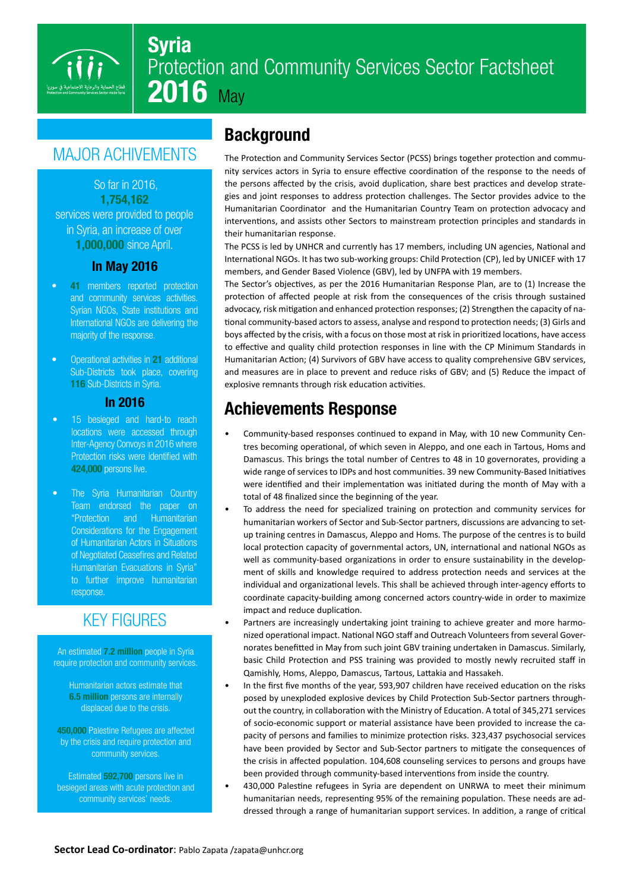# Syria
## Protection and Community Services Sector Factsheet
## 2016 May

## MAJOR ACHIVEMENTS

So far in 2016, **1,754,162** services were provided to people in Syria, an increase of over **1,000,000** since April.

### In May 2016

- **41** members reported protection and community services activities. Syrian NGOs, State institutions and International NGOs are delivering the majority of the response.
- Operational activities in **21** additional Sub-Districts took place, covering **116** Sub-Districts in Syria.

### In 2016

- 15 besieged and hard-to reach locations were accessed through Inter-Agency Convoys in 2016 where Protection risks were identified with **424,000** persons live.
- The Syria Humanitarian Country Team endorsed the paper on "Protection and Humanitarian Considerations for the Engagement of Humanitarian Actors in Situations of Negotiated Ceasefires and Related Humanitarian Evacuations in Syria" to further improve humanitarian response.

## KEY FIGURES

An estimated **7.2 million** people in Syria require protection and community services.

Humanitarian actors estimate that **6.5 million** persons are internally displaced due to the crisis.

**450,000** Palestine Refugees are affected by the crisis and require protection and community services.

Estimated **592,700** persons live in besieged areas with acute protection and community services' needs.

## Background

The Protection and Community Services Sector (PCSS) brings together protection and community services actors in Syria to ensure effective coordination of the response to the needs of the persons affected by the crisis, avoid duplication, share best practices and develop strategies and joint responses to address protection challenges. The Sector provides advice to the Humanitarian Coordinator and the Humanitarian Country Team on protection advocacy and interventions, and assists other Sectors to mainstream protection principles and standards in their humanitarian response.

The PCSS is led by UNHCR and currently has 17 members, including UN agencies, National and International NGOs. It has two sub-working groups: Child Protection (CP), led by UNICEF with 17 members, and Gender Based Violence (GBV), led by UNFPA with 19 members.

The Sector's objectives, as per the 2016 Humanitarian Response Plan, are to (1) Increase the protection of affected people at risk from the consequences of the crisis through sustained advocacy, risk mitigation and enhanced protection responses; (2) Strengthen the capacity of national community-based actors to assess, analyse and respond to protection needs; (3) Girls and boys affected by the crisis, with a focus on those most at risk in prioritized locations, have access to effective and quality child protection responses in line with the CP Minimum Standards in Humanitarian Action; (4) Survivors of GBV have access to quality comprehensive GBV services, and measures are in place to prevent and reduce risks of GBV; and (5) Reduce the impact of explosive remnants through risk education activities.

## Achievements Response

- Community-based responses continued to expand in May, with 10 new Community Centres becoming operational, of which seven in Aleppo, and one each in Tartous, Homs and Damascus. This brings the total number of Centres to 48 in 10 governorates, providing a wide range of services to IDPs and host communities. 39 new Community-Based Initiatives were identified and their implementation was initiated during the month of May with a total of 48 finalized since the beginning of the year.
- To address the need for specialized training on protection and community services for humanitarian workers of Sector and Sub-Sector partners, discussions are advancing to set-up training centres in Damascus, Aleppo and Homs. The purpose of the centres is to build local protection capacity of governmental actors, UN, international and national NGOs as well as community-based organizations in order to ensure sustainability in the development of skills and knowledge required to address protection needs and services at the individual and organizational levels. This shall be achieved through inter-agency efforts to coordinate capacity-building among concerned actors country-wide in order to maximize impact and reduce duplication.
- Partners are increasingly undertaking joint training to achieve greater and more harmonized operational impact. National NGO staff and Outreach Volunteers from several Governorates benefitted in May from such joint GBV training undertaken in Damascus. Similarly, basic Child Protection and PSS training was provided to mostly newly recruited staff in Qamishly, Homs, Aleppo, Damascus, Tartous, Lattakia and Hassakeh.
- In the first five months of the year, 593,907 children have received education on the risks posed by unexploded explosive devices by Child Protection Sub-Sector partners throughout the country, in collaboration with the Ministry of Education. A total of 345,271 services of socio-economic support or material assistance have been provided to increase the capacity of persons and families to minimize protection risks. 323,437 psychosocial services have been provided by Sector and Sub-Sector partners to mitigate the consequences of the crisis in affected population. 104,608 counseling services to persons and groups have been provided through community-based interventions from inside the country.
- 430,000 Palestine refugees in Syria are dependent on UNRWA to meet their minimum humanitarian needs, representing 95% of the remaining population. These needs are addressed through a range of humanitarian support services. In addition, a range of critical

**Sector Lead Co-ordinator**: Pablo Zapata /zapata@unhcr.org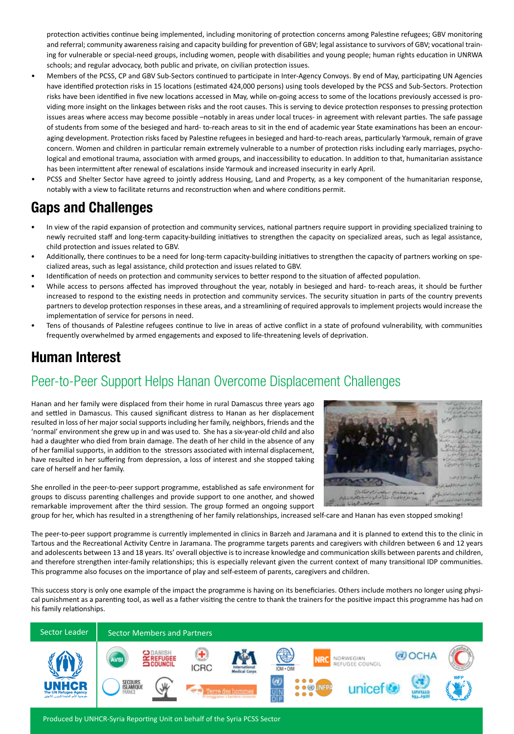protection activities continue being implemented, including monitoring of protection concerns among Palestine refugees; GBV monitoring and referral; community awareness raising and capacity building for prevention of GBV; legal assistance to survivors of GBV; vocational training for vulnerable or special-need groups, including women, people with disabilities and young people; human rights education in UNRWA schools; and regular advocacy, both public and private, on civilian protection issues.

- Members of the PCSS, CP and GBV Sub-Sectors continued to participate in Inter-Agency Convoys. By end of May, participating UN Agencies have identified protection risks in 15 locations (estimated 424,000 persons) using tools developed by the PCSS and Sub-Sectors. Protection risks have been identified in five new locations accessed in May, while on-going access to some of the locations previously accessed is providing more insight on the linkages between risks and the root causes. This is serving to device protection responses to pressing protection issues areas where access may become possible –notably in areas under local truces- in agreement with relevant parties. The safe passage of students from some of the besieged and hard- to-reach areas to sit in the end of academic year State examinations has been an encouraging development. Protection risks faced by Palestine refugees in besieged and hard-to-reach areas, particularly Yarmouk, remain of grave concern. Women and children in particular remain extremely vulnerable to a number of protection risks including early marriages, psychological and emotional trauma, association with armed groups, and inaccessibility to education. In addition to that, humanitarian assistance has been intermittent after renewal of escalations inside Yarmouk and increased insecurity in early April.
- PCSS and Shelter Sector have agreed to jointly address Housing, Land and Property, as a key component of the humanitarian response, notably with a view to facilitate returns and reconstruction when and where conditions permit.

## Gaps and Challenges

- In view of the rapid expansion of protection and community services, national partners require support in providing specialized training to newly recruited staff and long-term capacity-building initiatives to strengthen the capacity on specialized areas, such as legal assistance, child protection and issues related to GBV.
- Additionally, there continues to be a need for long-term capacity-building initiatives to strengthen the capacity of partners working on specialized areas, such as legal assistance, child protection and issues related to GBV.
- Identification of needs on protection and community services to better respond to the situation of affected population.
- While access to persons affected has improved throughout the year, notably in besieged and hard- to-reach areas, it should be further increased to respond to the existing needs in protection and community services. The security situation in parts of the country prevents partners to develop protection responses in these areas, and a streamlining of required approvals to implement projects would increase the implementation of service for persons in need.
- Tens of thousands of Palestine refugees continue to live in areas of active conflict in a state of profound vulnerability, with communities frequently overwhelmed by armed engagements and exposed to life-threatening levels of deprivation.

## Human Interest

### Peer-to-Peer Support Helps Hanan Overcome Displacement Challenges

Hanan and her family were displaced from their home in rural Damascus three years ago and settled in Damascus. This caused significant distress to Hanan as her displacement resulted in loss of her major social supports including her family, neighbors, friends and the 'normal' environment she grew up in and was used to. She has a six-year-old child and also had a daughter who died from brain damage. The death of her child in the absence of any of her familial supports, in addition to the stressors associated with internal displacement, have resulted in her suffering from depression, a loss of interest and she stopped taking care of herself and her family.

She enrolled in the peer-to-peer support programme, established as safe environment for groups to discuss parenting challenges and provide support to one another, and showed remarkable improvement after the third session. The group formed an ongoing support group for her, which has resulted in a strengthening of her family relationships, increased self-care and Hanan has even stopped smoking!

The peer-to-peer support programme is currently implemented in clinics in Barzeh and Jaramana and it is planned to extend this to the clinic in Tartous and the Recreational Activity Centre in Jaramana. The programme targets parents and caregivers with children between 6 and 12 years and adolescents between 13 and 18 years. Its' overall objective is to increase knowledge and communication skills between parents and children, and therefore strengthen inter-family relationships; this is especially relevant given the current context of many transitional IDP communities. This programme also focuses on the importance of play and self-esteem of parents, caregivers and children.

This success story is only one example of the impact the programme is having on its beneficiaries. Others include mothers no longer using physical punishment as a parenting tool, as well as a father visiting the centre to thank the trainers for the positive impact this programme has had on his family relationships.

| Sector Leader | Sector Members and Partners |
|---|---|
| UNHCR The UN Refugee Agency | AVSI, Danish Refugee Council, ICRC, International Medical Corps, IOM • OIM, NRC Norwegian Refugee Council, OCHA, Secours Islamique France, Terre des hommes, UNDP, UNFPA, unicef, unrwa, WFP |

Produced by UNHCR-Syria Reporting Unit on behalf of the Syria PCSS Sector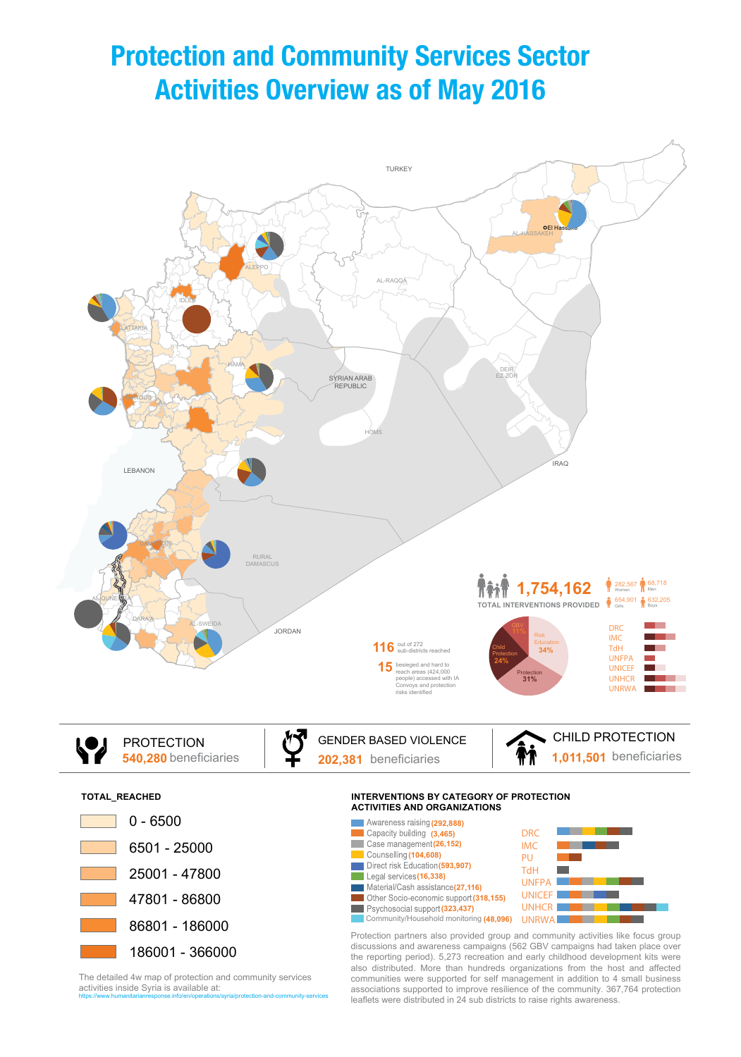# Protection and Community Services Sector Activities Overview as of May 2016

TURKEY

ALEPPO

IDLEB

LATTAKIA

AL-RAQQA

AL-HASSAKEH

El Hassake

HAMA

TARTOUS

SYRIAN ARAB REPUBLIC

DEIR EZ-ZOR

HOMS

IRAQ

LEBANON

DAMASCUS

RURAL DAMASCUS

AL-QUNEITRA

DARAA

AL-SWEIDA

JORDAN

**1,754,162** TOTAL INTERVENTIONS PROVIDED

282,567 Women

68,718 Men

654,901 Girls

632,205 Boys

**116** out of 272 sub-districts reached

**15** besieged and hard to reach areas (424,000 people) accessed with IA Convoys and protection risks identified

GBV 11%

Risk Education 34%

Child Protection 24%

Protection 31%

DRC

IMC

TdH

UNFPA

UNICEF

UNHCR

UNRWA

PROTECTION **540,280** beneficiaries

GENDER BASED VIOLENCE **202,381** beneficiaries

CHILD PROTECTION **1,011,501** beneficiaries

**TOTAL_REACHED**

- 0 - 6500
- 6501 - 25000
- 25001 - 47800
- 47801 - 86800
- 86801 - 186000
- 186001 - 366000

The detailed 4w map of protection and community services activities inside Syria is available at:
https://www.humanitarianresponse.info/en/operations/syria/protection-and-community-services

**INTERVENTIONS BY CATEGORY OF PROTECTION ACTIVITIES AND ORGANIZATIONS**

- Awareness raising (292,888)
- Capacity building (3,465)
- Case management (26,152)
- Counselling (104,608)
- Direct risk Education (593,907)
- Legal services (16,338)
- Material/Cash assistance (27,116)
- Other Socio-economic support (318,155)
- Psychosocial support (323,437)
- Community/Household monitoring (48,096)

DRC

IMC

PU

TdH

UNFPA

UNICEF

UNHCR

UNRWA

Protection partners also provided group and community activities like focus group discussions and awareness campaigns (562 GBV campaigns had taken place over the reporting period). 5,273 recreation and early childhood development kits were also distributed. More than hundreds organizations from the host and affected communities were supported for self management in addition to 4 small business associations supported to improve resilience of the community. 367,764 protection leaflets were distributed in 24 sub districts to raise rights awareness.